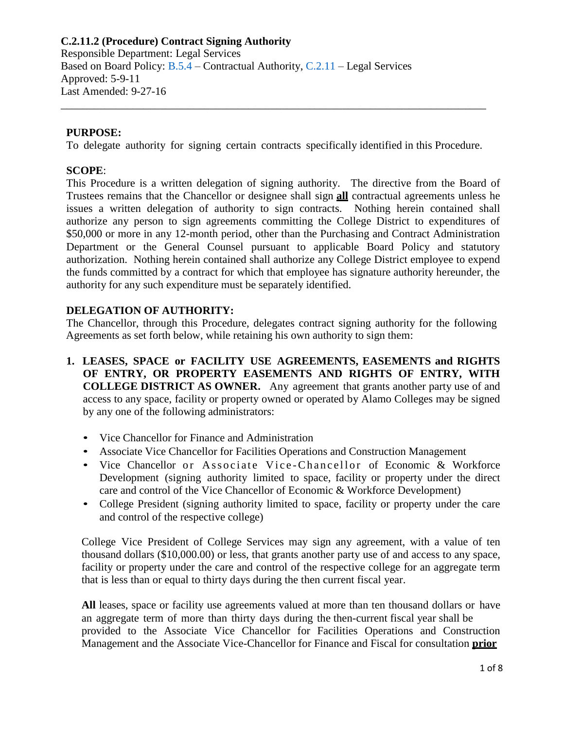**C.2.11.2 (Procedure) Contract Signing Authority**
Responsible Department: Legal Services
Based on Board Policy: B.5.4 – Contractual Authority, C.2.11 – Legal Services
Approved: 5-9-11
Last Amended: 9-27-16

---

**PURPOSE:**
To delegate authority for signing certain contracts specifically identified in this Procedure.

**SCOPE**:
This Procedure is a written delegation of signing authority. The directive from the Board of Trustees remains that the Chancellor or designee shall sign **all** contractual agreements unless he issues a written delegation of authority to sign contracts. Nothing herein contained shall authorize any person to sign agreements committing the College District to expenditures of $50,000 or more in any 12-month period, other than the Purchasing and Contract Administration Department or the General Counsel pursuant to applicable Board Policy and statutory authorization. Nothing herein contained shall authorize any College District employee to expend the funds committed by a contract for which that employee has signature authority hereunder, the authority for any such expenditure must be separately identified.

**DELEGATION OF AUTHORITY:**
The Chancellor, through this Procedure, delegates contract signing authority for the following Agreements as set forth below, while retaining his own authority to sign them:

1. **LEASES, SPACE or FACILITY USE AGREEMENTS, EASEMENTS and RIGHTS OF ENTRY, OR PROPERTY EASEMENTS AND RIGHTS OF ENTRY, WITH COLLEGE DISTRICT AS OWNER.** Any agreement that grants another party use of and access to any space, facility or property owned or operated by Alamo Colleges may be signed by any one of the following administrators:

   - Vice Chancellor for Finance and Administration
   - Associate Vice Chancellor for Facilities Operations and Construction Management
   - Vice Chancellor or Associate Vice-Chancellor of Economic & Workforce Development (signing authority limited to space, facility or property under the direct care and control of the Vice Chancellor of Economic & Workforce Development)
   - College President (signing authority limited to space, facility or property under the care and control of the respective college)

   College Vice President of College Services may sign any agreement, with a value of ten thousand dollars ($10,000.00) or less, that grants another party use of and access to any space, facility or property under the care and control of the respective college for an aggregate term that is less than or equal to thirty days during the then current fiscal year.

   **All** leases, space or facility use agreements valued at more than ten thousand dollars or have an aggregate term of more than thirty days during the then-current fiscal year shall be provided to the Associate Vice Chancellor for Facilities Operations and Construction Management and the Associate Vice-Chancellor for Finance and Fiscal for consultation **prior**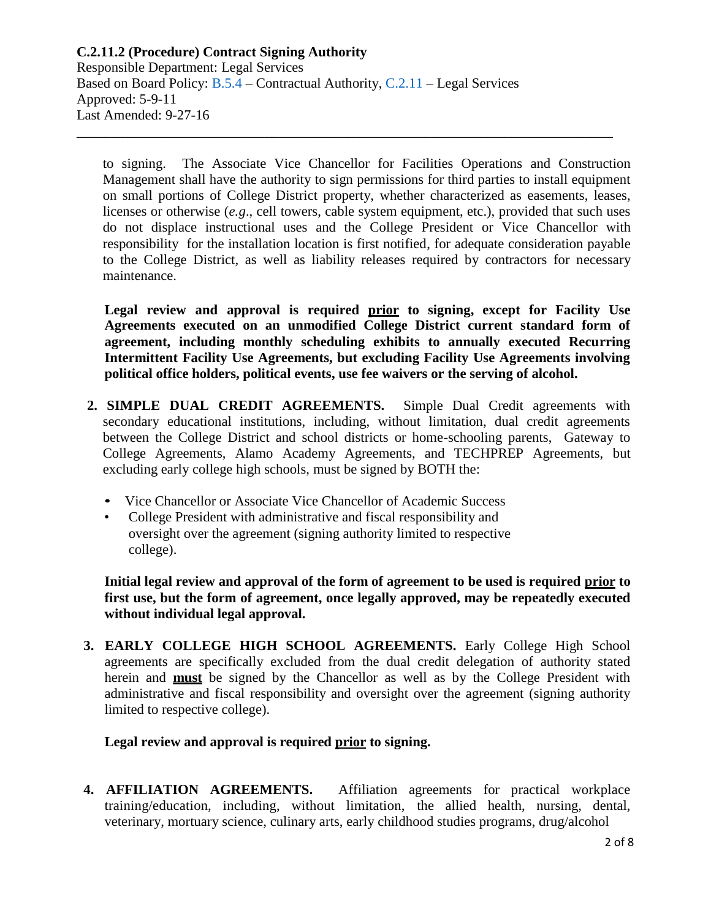to signing. The Associate Vice Chancellor for Facilities Operations and Construction Management shall have the authority to sign permissions for third parties to install equipment on small portions of College District property, whether characterized as easements, leases, licenses or otherwise (*e.g*., cell towers, cable system equipment, etc.), provided that such uses do not displace instructional uses and the College President or Vice Chancellor with responsibility for the installation location is first notified, for adequate consideration payable to the College District, as well as liability releases required by contractors for necessary maintenance.

**Legal review and approval is required <u>prior</u> to signing, except for Facility Use Agreements executed on an unmodified College District current standard form of agreement, including monthly scheduling exhibits to annually executed Recurring Intermittent Facility Use Agreements, but excluding Facility Use Agreements involving political office holders, political events, use fee waivers or the serving of alcohol.**

2. **SIMPLE DUAL CREDIT AGREEMENTS.** Simple Dual Credit agreements with secondary educational institutions, including, without limitation, dual credit agreements between the College District and school districts or home-schooling parents, Gateway to College Agreements, Alamo Academy Agreements, and TECHPREP Agreements, but excluding early college high schools, must be signed by BOTH the:

   - Vice Chancellor or Associate Vice Chancellor of Academic Success
   - College President with administrative and fiscal responsibility and oversight over the agreement (signing authority limited to respective college).

   **Initial legal review and approval of the form of agreement to be used is required <u>prior</u> to first use, but the form of agreement, once legally approved, may be repeatedly executed without individual legal approval.**

3. **EARLY COLLEGE HIGH SCHOOL AGREEMENTS.** Early College High School agreements are specifically excluded from the dual credit delegation of authority stated herein and <u>**must**</u> be signed by the Chancellor as well as by the College President with administrative and fiscal responsibility and oversight over the agreement (signing authority limited to respective college).

   **Legal review and approval is required <u>prior</u> to signing.**

4. **AFFILIATION AGREEMENTS.** Affiliation agreements for practical workplace training/education, including, without limitation, the allied health, nursing, dental, veterinary, mortuary science, culinary arts, early childhood studies programs, drug/alcohol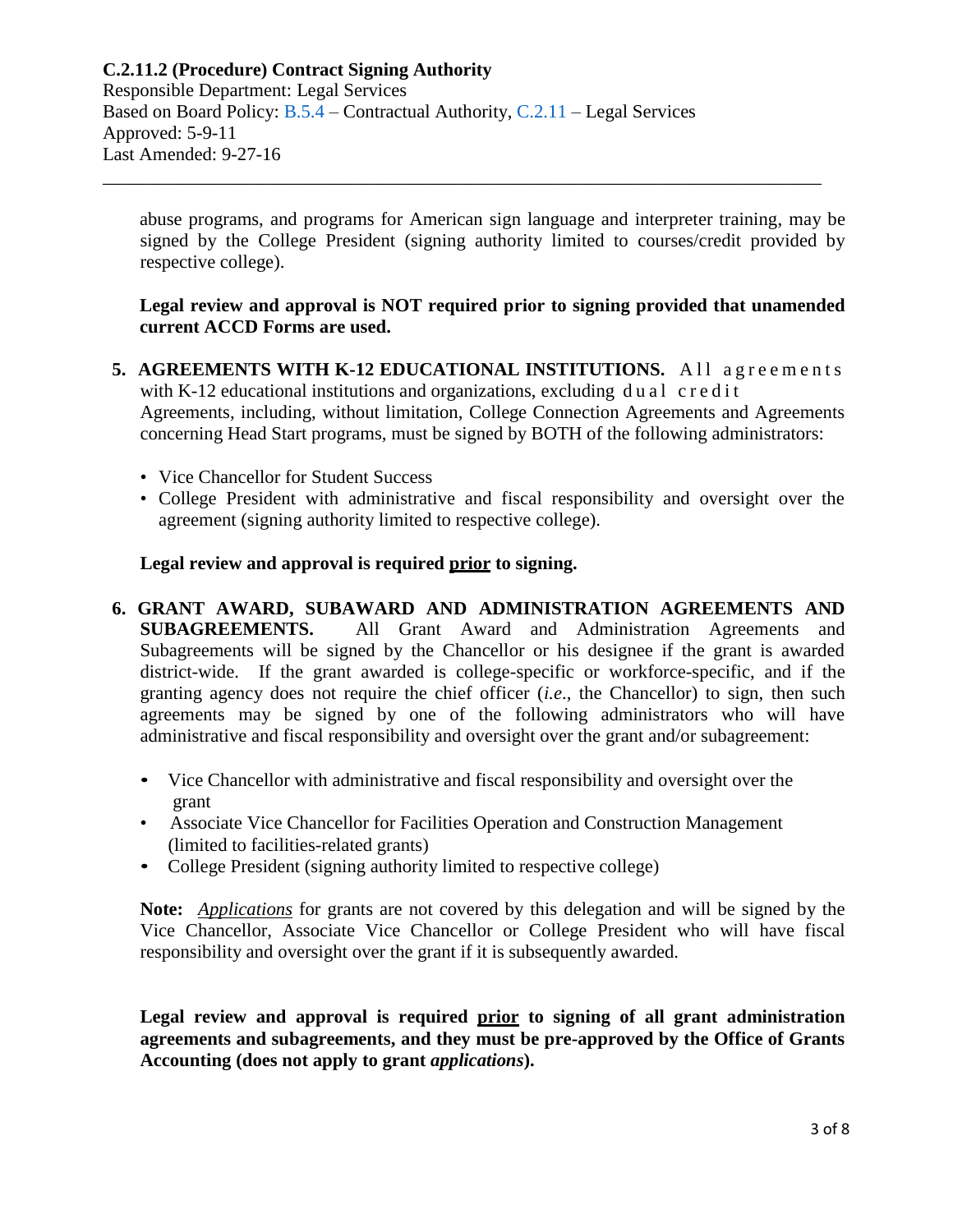abuse programs, and programs for American sign language and interpreter training, may be signed by the College President (signing authority limited to courses/credit provided by respective college).

**Legal review and approval is NOT required prior to signing provided that unamended current ACCD Forms are used.**

5. **AGREEMENTS WITH K-12 EDUCATIONAL INSTITUTIONS.** All agreements with K-12 educational institutions and organizations, excluding dual credit Agreements, including, without limitation, College Connection Agreements and Agreements concerning Head Start programs, must be signed by BOTH of the following administrators:

   - Vice Chancellor for Student Success
   - College President with administrative and fiscal responsibility and oversight over the agreement (signing authority limited to respective college).

   **Legal review and approval is required <u>prior</u> to signing.**

6. **GRANT AWARD, SUBAWARD AND ADMINISTRATION AGREEMENTS AND SUBAGREEMENTS.** All Grant Award and Administration Agreements and Subagreements will be signed by the Chancellor or his designee if the grant is awarded district-wide. If the grant awarded is college-specific or workforce-specific, and if the granting agency does not require the chief officer (*i.e*., the Chancellor) to sign, then such agreements may be signed by one of the following administrators who will have administrative and fiscal responsibility and oversight over the grant and/or subagreement:

   - Vice Chancellor with administrative and fiscal responsibility and oversight over the grant
   - Associate Vice Chancellor for Facilities Operation and Construction Management (limited to facilities-related grants)
   - College President (signing authority limited to respective college)

   **Note:** *<u>Applications</u>* for grants are not covered by this delegation and will be signed by the Vice Chancellor, Associate Vice Chancellor or College President who will have fiscal responsibility and oversight over the grant if it is subsequently awarded.

   **Legal review and approval is required <u>prior</u> to signing of all grant administration agreements and subagreements, and they must be pre-approved by the Office of Grants Accounting (does not apply to grant *applications*).**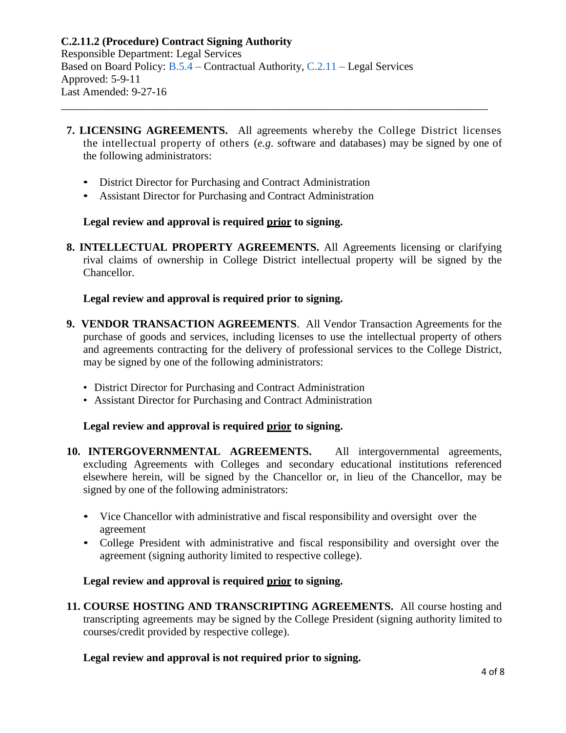**C.2.11.2 (Procedure) Contract Signing Authority**
Responsible Department: Legal Services
Based on Board Policy: B.5.4 – Contractual Authority, C.2.11 – Legal Services
Approved: 5-9-11
Last Amended: 9-27-16

---

7. **LICENSING AGREEMENTS.** All agreements whereby the College District licenses the intellectual property of others (*e.g.* software and databases) may be signed by one of the following administrators:

   - District Director for Purchasing and Contract Administration
   - Assistant Director for Purchasing and Contract Administration

   **Legal review and approval is required <u>prior</u> to signing.**

8. **INTELLECTUAL PROPERTY AGREEMENTS.** All Agreements licensing or clarifying rival claims of ownership in College District intellectual property will be signed by the Chancellor.

   **Legal review and approval is required prior to signing.**

9. **VENDOR TRANSACTION AGREEMENTS**. All Vendor Transaction Agreements for the purchase of goods and services, including licenses to use the intellectual property of others and agreements contracting for the delivery of professional services to the College District, may be signed by one of the following administrators:

   - District Director for Purchasing and Contract Administration
   - Assistant Director for Purchasing and Contract Administration

   **Legal review and approval is required <u>prior</u> to signing.**

10. **INTERGOVERNMENTAL AGREEMENTS.** All intergovernmental agreements, excluding Agreements with Colleges and secondary educational institutions referenced elsewhere herein, will be signed by the Chancellor or, in lieu of the Chancellor, may be signed by one of the following administrators:

    - Vice Chancellor with administrative and fiscal responsibility and oversight over the agreement
    - College President with administrative and fiscal responsibility and oversight over the agreement (signing authority limited to respective college).

    **Legal review and approval is required <u>prior</u> to signing.**

11. **COURSE HOSTING AND TRANSCRIPTING AGREEMENTS.** All course hosting and transcripting agreements may be signed by the College President (signing authority limited to courses/credit provided by respective college).

    **Legal review and approval is not required prior to signing.**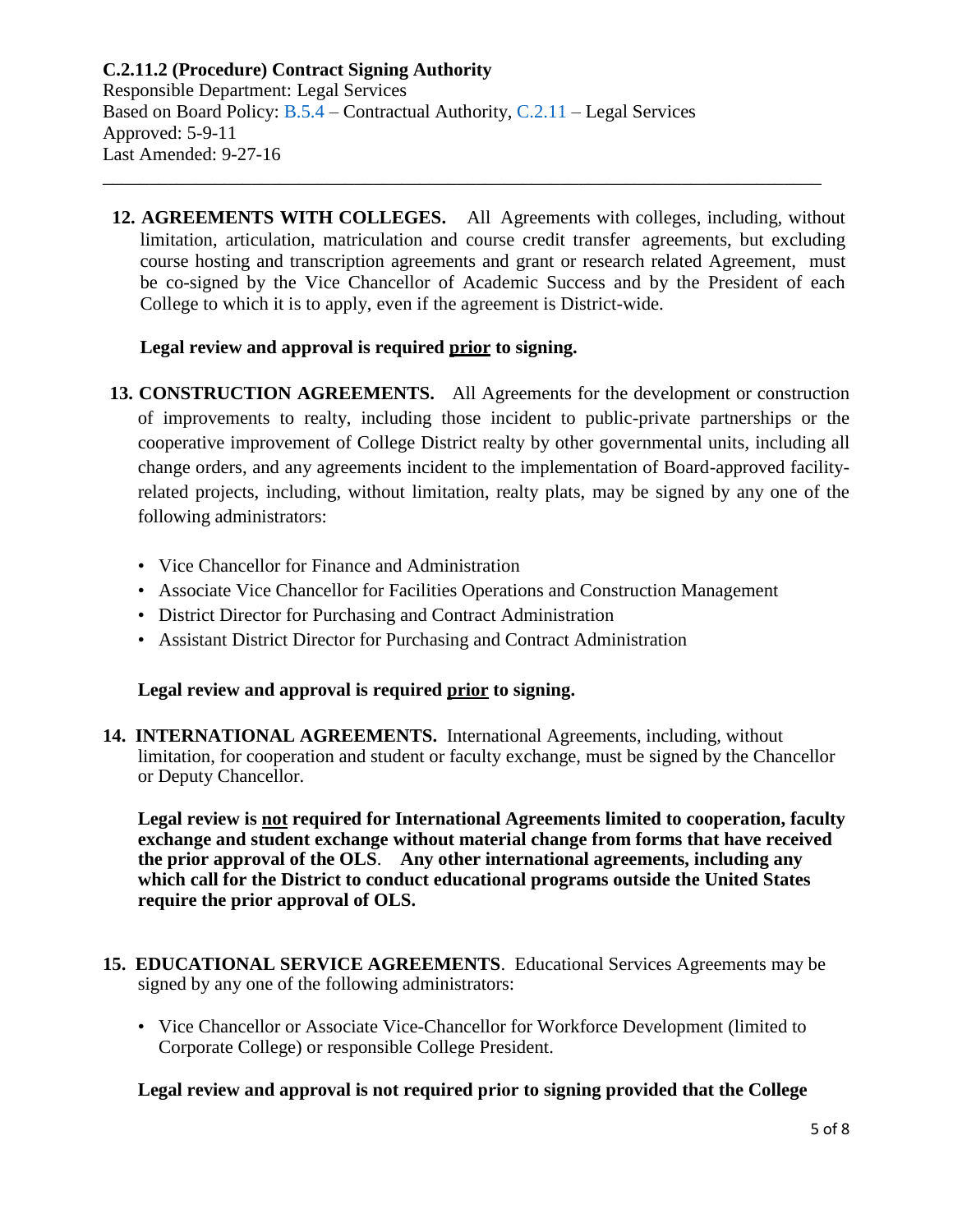**C.2.11.2 (Procedure) Contract Signing Authority**
Responsible Department: Legal Services
Based on Board Policy: B.5.4 – Contractual Authority, C.2.11 – Legal Services
Approved: 5-9-11
Last Amended: 9-27-16

---

**12. AGREEMENTS WITH COLLEGES.** All Agreements with colleges, including, without limitation, articulation, matriculation and course credit transfer agreements, but excluding course hosting and transcription agreements and grant or research related Agreement, must be co-signed by the Vice Chancellor of Academic Success and by the President of each College to which it is to apply, even if the agreement is District-wide.

**Legal review and approval is required <u>prior</u> to signing.**

**13. CONSTRUCTION AGREEMENTS.** All Agreements for the development or construction of improvements to realty, including those incident to public-private partnerships or the cooperative improvement of College District realty by other governmental units, including all change orders, and any agreements incident to the implementation of Board-approved facility-related projects, including, without limitation, realty plats, may be signed by any one of the following administrators:

- Vice Chancellor for Finance and Administration
- Associate Vice Chancellor for Facilities Operations and Construction Management
- District Director for Purchasing and Contract Administration
- Assistant District Director for Purchasing and Contract Administration

**Legal review and approval is required <u>prior</u> to signing.**

**14. INTERNATIONAL AGREEMENTS.** International Agreements, including, without limitation, for cooperation and student or faculty exchange, must be signed by the Chancellor or Deputy Chancellor.

**Legal review is <u>not</u> required for International Agreements limited to cooperation, faculty exchange and student exchange without material change from forms that have received the prior approval of the OLS. Any other international agreements, including any which call for the District to conduct educational programs outside the United States require the prior approval of OLS.**

**15. EDUCATIONAL SERVICE AGREEMENTS.** Educational Services Agreements may be signed by any one of the following administrators:

- Vice Chancellor or Associate Vice-Chancellor for Workforce Development (limited to Corporate College) or responsible College President.

**Legal review and approval is not required prior to signing provided that the College**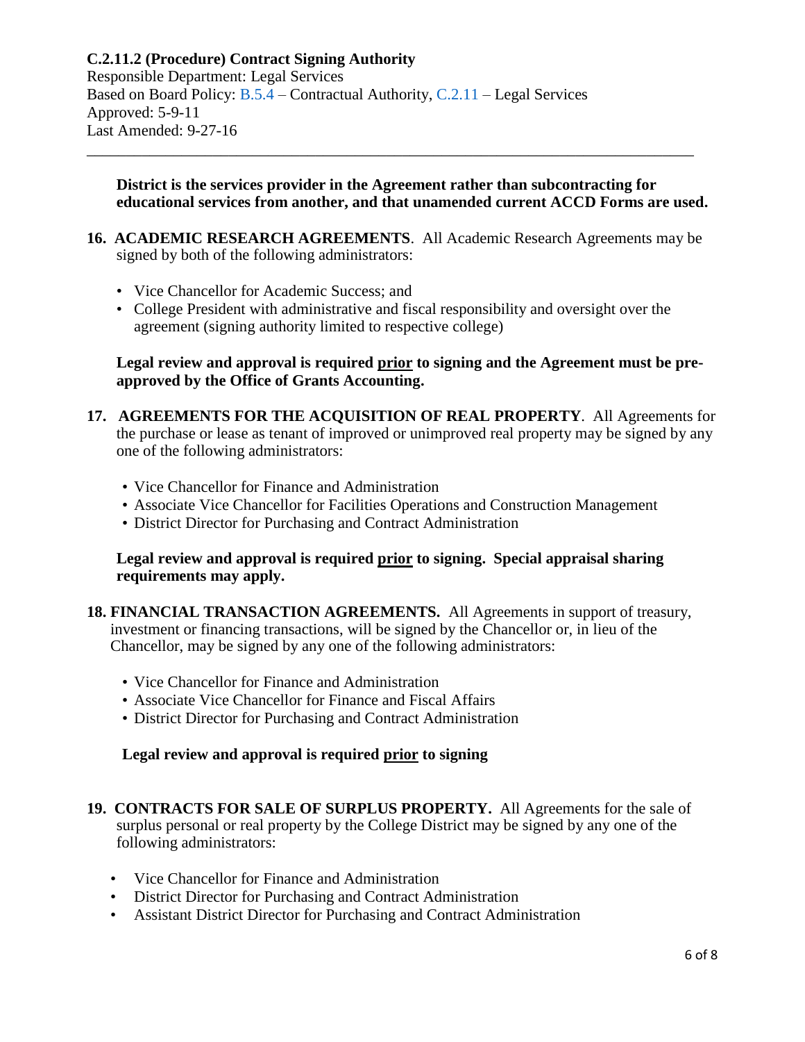**District is the services provider in the Agreement rather than subcontracting for educational services from another, and that unamended current ACCD Forms are used.**

16. **ACADEMIC RESEARCH AGREEMENTS**. All Academic Research Agreements may be signed by both of the following administrators:

    - Vice Chancellor for Academic Success; and
    - College President with administrative and fiscal responsibility and oversight over the agreement (signing authority limited to respective college)

    **Legal review and approval is required <u>prior</u> to signing and the Agreement must be pre-approved by the Office of Grants Accounting.**

17. **AGREEMENTS FOR THE ACQUISITION OF REAL PROPERTY**. All Agreements for the purchase or lease as tenant of improved or unimproved real property may be signed by any one of the following administrators:

    - Vice Chancellor for Finance and Administration
    - Associate Vice Chancellor for Facilities Operations and Construction Management
    - District Director for Purchasing and Contract Administration

    **Legal review and approval is required <u>prior</u> to signing. Special appraisal sharing requirements may apply.**

18. **FINANCIAL TRANSACTION AGREEMENTS.** All Agreements in support of treasury, investment or financing transactions, will be signed by the Chancellor or, in lieu of the Chancellor, may be signed by any one of the following administrators:

    - Vice Chancellor for Finance and Administration
    - Associate Vice Chancellor for Finance and Fiscal Affairs
    - District Director for Purchasing and Contract Administration

    **Legal review and approval is required <u>prior</u> to signing**

19. **CONTRACTS FOR SALE OF SURPLUS PROPERTY.** All Agreements for the sale of surplus personal or real property by the College District may be signed by any one of the following administrators:

    - Vice Chancellor for Finance and Administration
    - District Director for Purchasing and Contract Administration
    - Assistant District Director for Purchasing and Contract Administration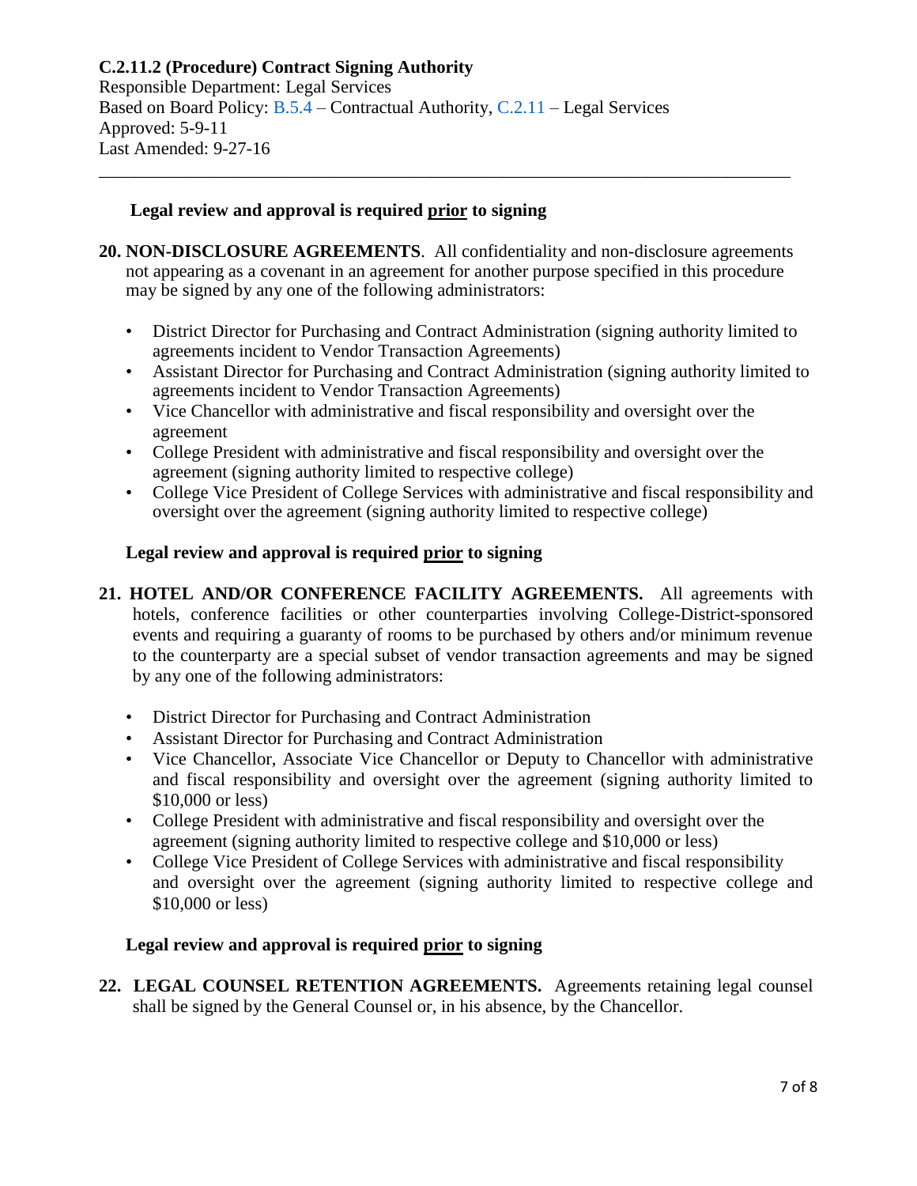**C.2.11.2 (Procedure) Contract Signing Authority**
Responsible Department: Legal Services
Based on Board Policy: B.5.4 – Contractual Authority, C.2.11 – Legal Services
Approved: 5-9-11
Last Amended: 9-27-16

---

**Legal review and approval is required <u>prior</u> to signing**

**20. NON-DISCLOSURE AGREEMENTS**. All confidentiality and non-disclosure agreements not appearing as a covenant in an agreement for another purpose specified in this procedure may be signed by any one of the following administrators:

- District Director for Purchasing and Contract Administration (signing authority limited to agreements incident to Vendor Transaction Agreements)
- Assistant Director for Purchasing and Contract Administration (signing authority limited to agreements incident to Vendor Transaction Agreements)
- Vice Chancellor with administrative and fiscal responsibility and oversight over the agreement
- College President with administrative and fiscal responsibility and oversight over the agreement (signing authority limited to respective college)
- College Vice President of College Services with administrative and fiscal responsibility and oversight over the agreement (signing authority limited to respective college)

**Legal review and approval is required <u>prior</u> to signing**

**21. HOTEL AND/OR CONFERENCE FACILITY AGREEMENTS.** All agreements with hotels, conference facilities or other counterparties involving College-District-sponsored events and requiring a guaranty of rooms to be purchased by others and/or minimum revenue to the counterparty are a special subset of vendor transaction agreements and may be signed by any one of the following administrators:

- District Director for Purchasing and Contract Administration
- Assistant Director for Purchasing and Contract Administration
- Vice Chancellor, Associate Vice Chancellor or Deputy to Chancellor with administrative and fiscal responsibility and oversight over the agreement (signing authority limited to $10,000 or less)
- College President with administrative and fiscal responsibility and oversight over the agreement (signing authority limited to respective college and $10,000 or less)
- College Vice President of College Services with administrative and fiscal responsibility and oversight over the agreement (signing authority limited to respective college and $10,000 or less)

**Legal review and approval is required <u>prior</u> to signing**

**22. LEGAL COUNSEL RETENTION AGREEMENTS.** Agreements retaining legal counsel shall be signed by the General Counsel or, in his absence, by the Chancellor.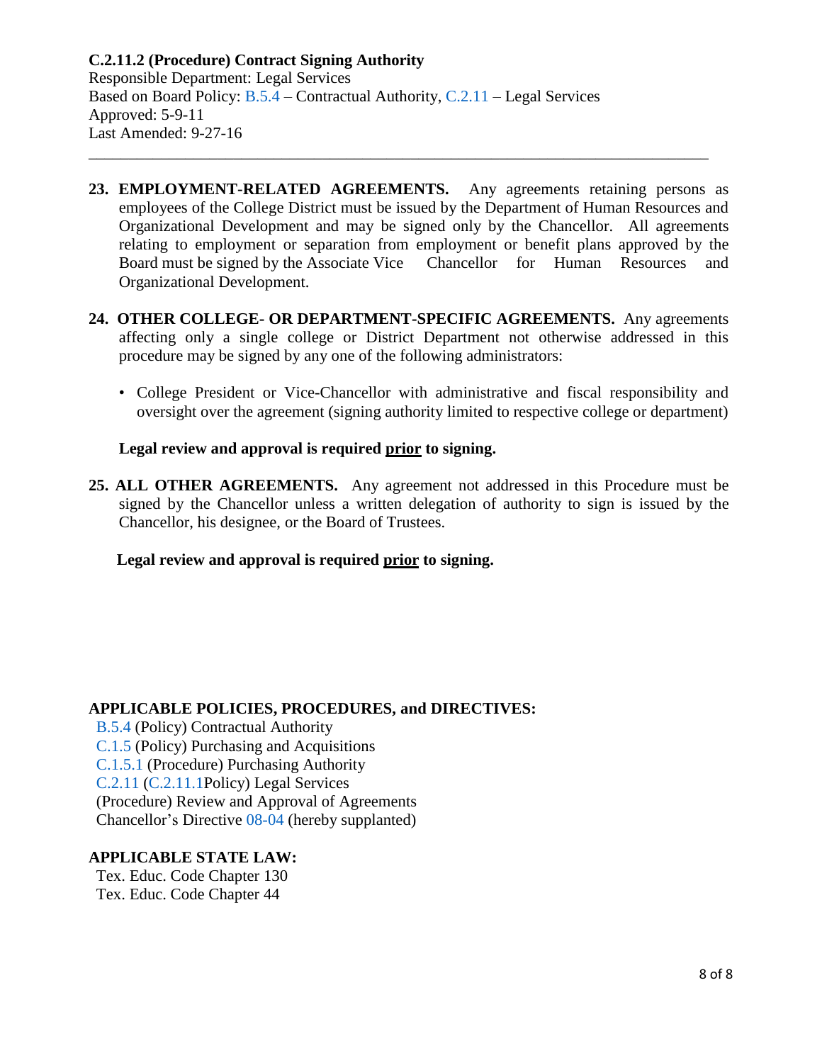**C.2.11.2 (Procedure) Contract Signing Authority**
Responsible Department: Legal Services
Based on Board Policy: B.5.4 – Contractual Authority, C.2.11 – Legal Services
Approved: 5-9-11
Last Amended: 9-27-16

---

23. **EMPLOYMENT-RELATED AGREEMENTS.** Any agreements retaining persons as employees of the College District must be issued by the Department of Human Resources and Organizational Development and may be signed only by the Chancellor. All agreements relating to employment or separation from employment or benefit plans approved by the Board must be signed by the Associate Vice Chancellor for Human Resources and Organizational Development.

24. **OTHER COLLEGE- OR DEPARTMENT-SPECIFIC AGREEMENTS.** Any agreements affecting only a single college or District Department not otherwise addressed in this procedure may be signed by any one of the following administrators:

    - College President or Vice-Chancellor with administrative and fiscal responsibility and oversight over the agreement (signing authority limited to respective college or department)

    **Legal review and approval is required <u>prior</u> to signing.**

25. **ALL OTHER AGREEMENTS.** Any agreement not addressed in this Procedure must be signed by the Chancellor unless a written delegation of authority to sign is issued by the Chancellor, his designee, or the Board of Trustees.

    **Legal review and approval is required <u>prior</u> to signing.**

**APPLICABLE POLICIES, PROCEDURES, and DIRECTIVES:**

B.5.4 (Policy) Contractual Authority
C.1.5 (Policy) Purchasing and Acquisitions
C.1.5.1 (Procedure) Purchasing Authority
C.2.11 (C.2.11.1Policy) Legal Services
(Procedure) Review and Approval of Agreements
Chancellor's Directive 08-04 (hereby supplanted)

**APPLICABLE STATE LAW:**

Tex. Educ. Code Chapter 130
Tex. Educ. Code Chapter 44